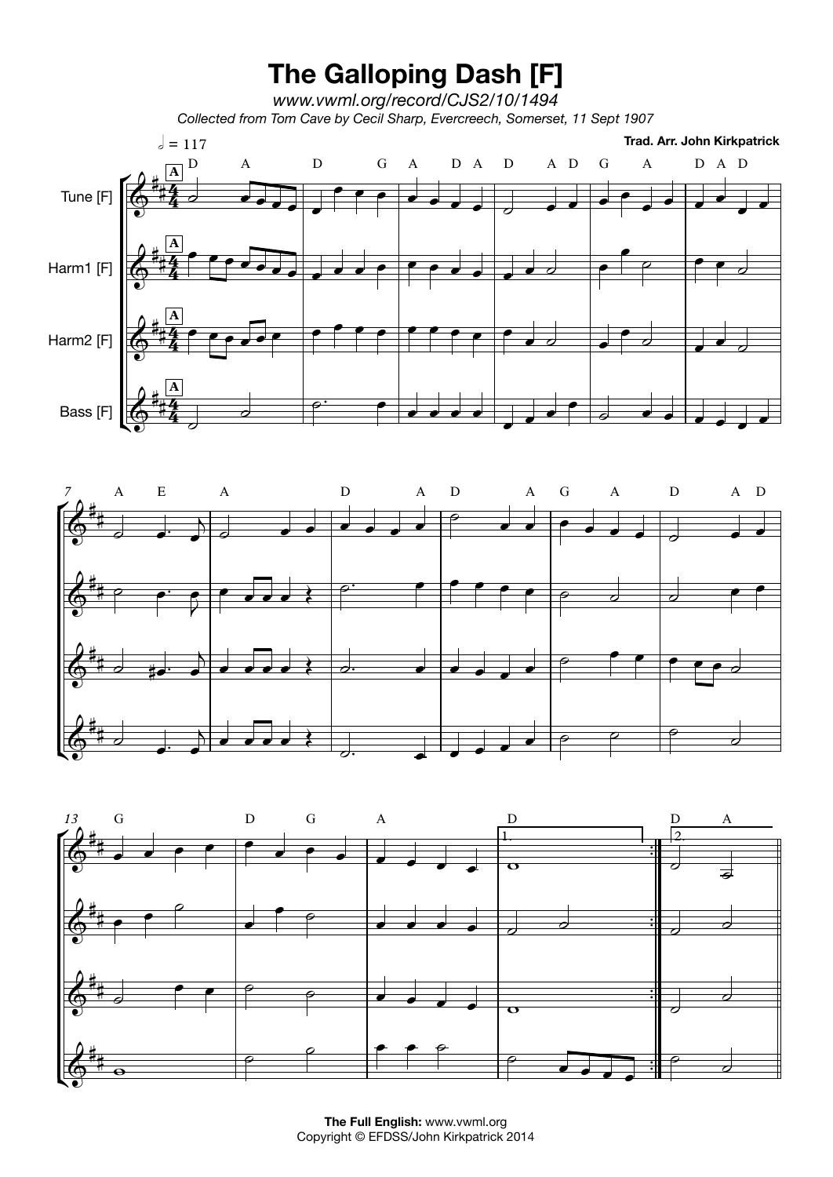# The Galloping Dash [F]

*www.vwml.org/record/CJS2/10/1494*

*Collected from Tom Cave by Cecil Sharp, Evercreech, Somerset, 11 Sept 1907*

**Trad. Arr. John Kirkpatrick**

**The Full English:** www.vwml.org
Copyright © EFDSS/John Kirkpatrick 2014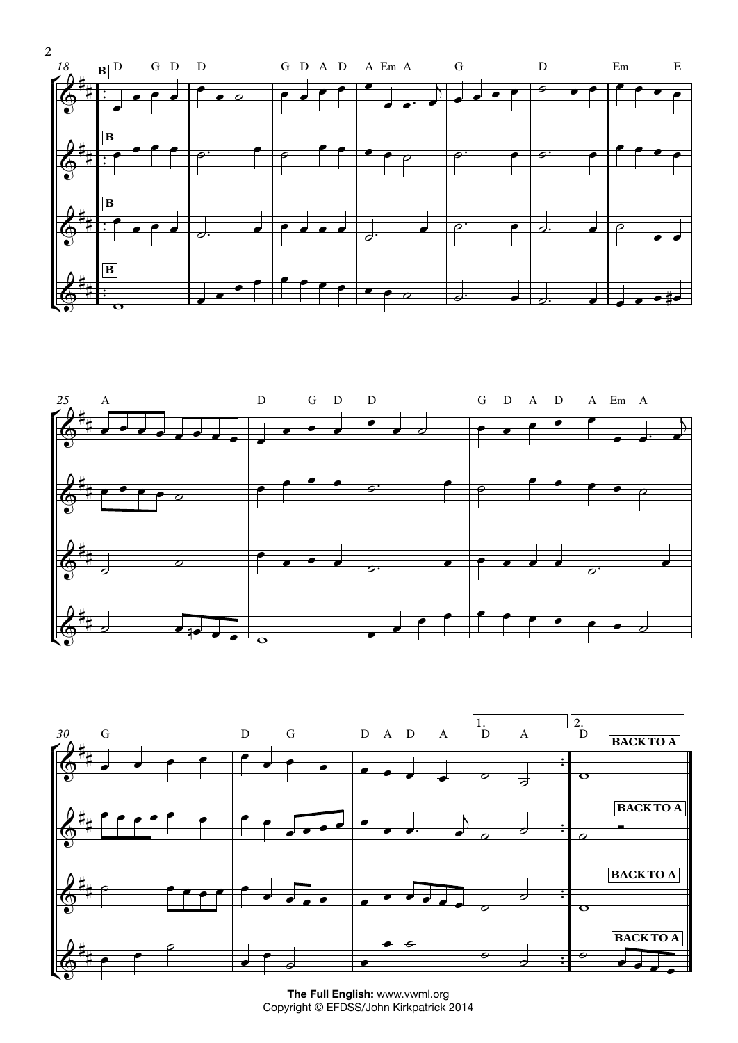18 **B** D G D D G D A D A Em A G D Em E

**B**

**B**

**B**

25 A D G D D G D A D A Em A

30 G D G D A D A 1. D A 2. D

**BACK TO A**

**BACK TO A**

**BACK TO A**

**BACK TO A**

**The Full English:** www.vwml.org
Copyright © EFDSS/John Kirkpatrick 2014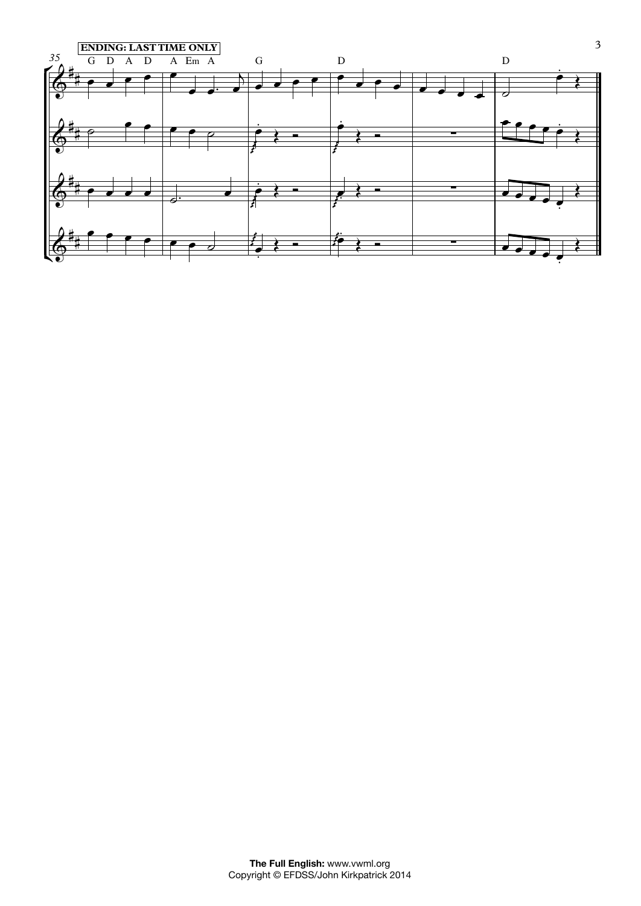**ENDING: LAST TIME ONLY**

35

G D A D A Em A G D D